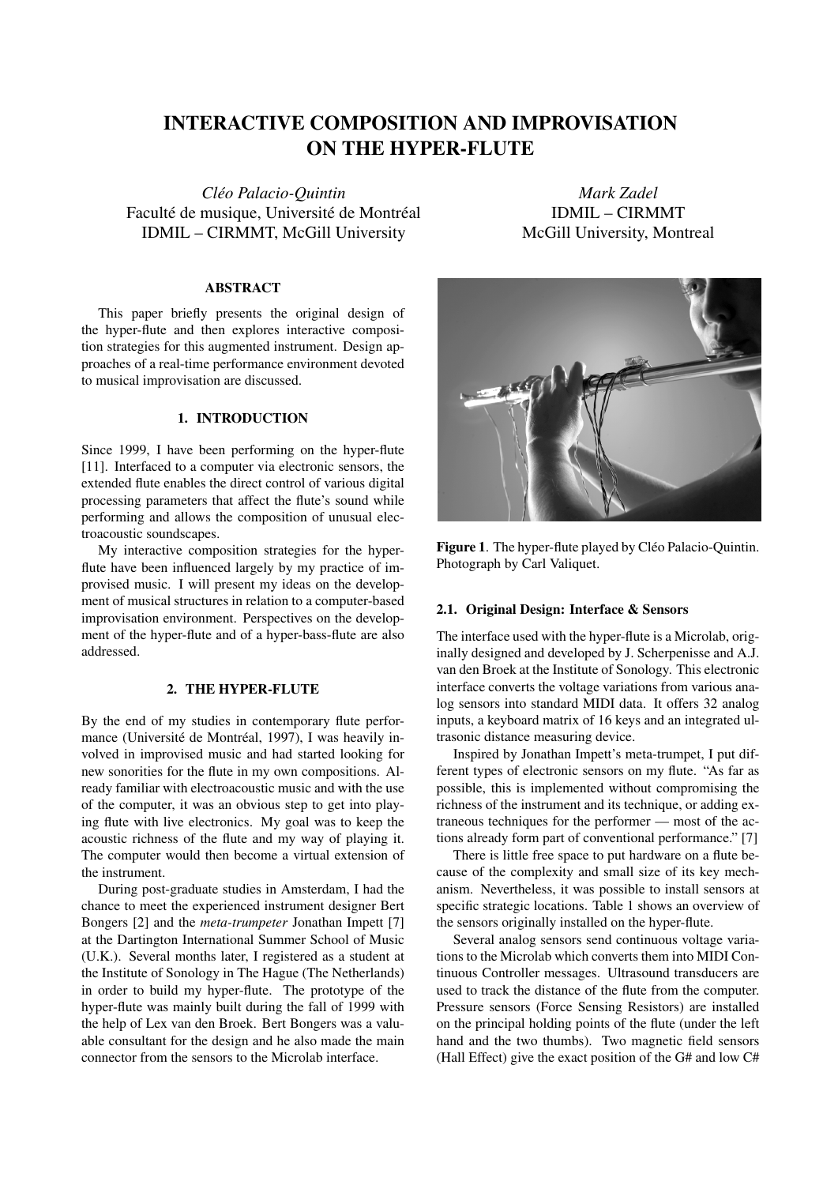# INTERACTIVE COMPOSITION AND IMPROVISATION ON THE HYPER-FLUTE

*Cléo Palacio-Quintin*
Faculté de musique, Université de Montréal
IDMIL – CIRMMT, McGill University

*Mark Zadel*
IDMIL – CIRMMT
McGill University, Montreal

## ABSTRACT

This paper briefly presents the original design of the hyper-flute and then explores interactive composition strategies for this augmented instrument. Design approaches of a real-time performance environment devoted to musical improvisation are discussed.

## 1. INTRODUCTION

Since 1999, I have been performing on the hyper-flute [11]. Interfaced to a computer via electronic sensors, the extended flute enables the direct control of various digital processing parameters that affect the flute's sound while performing and allows the composition of unusual electroacoustic soundscapes.

My interactive composition strategies for the hyper-flute have been influenced largely by my practice of improvised music. I will present my ideas on the development of musical structures in relation to a computer-based improvisation environment. Perspectives on the development of the hyper-flute and of a hyper-bass-flute are also addressed.

## 2. THE HYPER-FLUTE

By the end of my studies in contemporary flute performance (Université de Montréal, 1997), I was heavily involved in improvised music and had started looking for new sonorities for the flute in my own compositions. Already familiar with electroacoustic music and with the use of the computer, it was an obvious step to get into playing flute with live electronics. My goal was to keep the acoustic richness of the flute and my way of playing it. The computer would then become a virtual extension of the instrument.

During post-graduate studies in Amsterdam, I had the chance to meet the experienced instrument designer Bert Bongers [2] and the *meta-trumpeter* Jonathan Impett [7] at the Dartington International Summer School of Music (U.K.). Several months later, I registered as a student at the Institute of Sonology in The Hague (The Netherlands) in order to build my hyper-flute. The prototype of the hyper-flute was mainly built during the fall of 1999 with the help of Lex van den Broek. Bert Bongers was a valuable consultant for the design and he also made the main connector from the sensors to the Microlab interface.

**Figure 1**. The hyper-flute played by Cléo Palacio-Quintin. Photograph by Carl Valiquet.

### 2.1. Original Design: Interface & Sensors

The interface used with the hyper-flute is a Microlab, originally designed and developed by J. Scherpenisse and A.J. van den Broek at the Institute of Sonology. This electronic interface converts the voltage variations from various analog sensors into standard MIDI data. It offers 32 analog inputs, a keyboard matrix of 16 keys and an integrated ultrasonic distance measuring device.

Inspired by Jonathan Impett's meta-trumpet, I put different types of electronic sensors on my flute. "As far as possible, this is implemented without compromising the richness of the instrument and its technique, or adding extraneous techniques for the performer — most of the actions already form part of conventional performance." [7]

There is little free space to put hardware on a flute because of the complexity and small size of its key mechanism. Nevertheless, it was possible to install sensors at specific strategic locations. Table 1 shows an overview of the sensors originally installed on the hyper-flute.

Several analog sensors send continuous voltage variations to the Microlab which converts them into MIDI Continuous Controller messages. Ultrasound transducers are used to track the distance of the flute from the computer. Pressure sensors (Force Sensing Resistors) are installed on the principal holding points of the flute (under the left hand and the two thumbs). Two magnetic field sensors (Hall Effect) give the exact position of the G# and low C#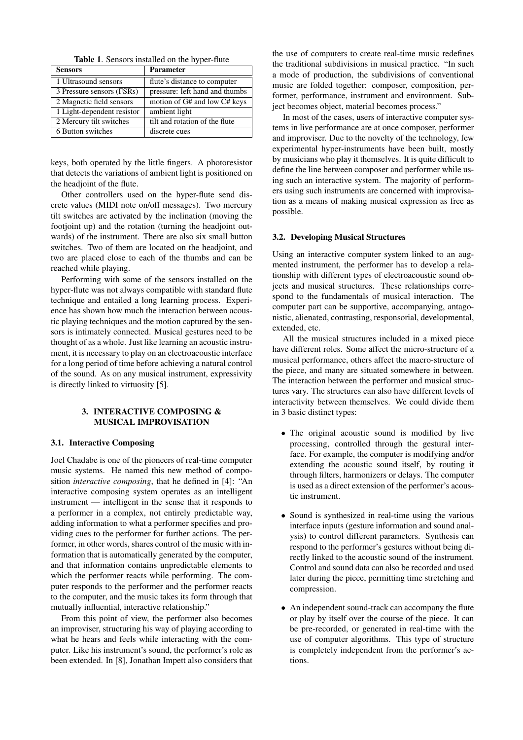**Table 1**. Sensors installed on the hyper-flute

| Sensors | Parameter |
| --- | --- |
| 1 Ultrasound sensors | flute's distance to computer |
| 3 Pressure sensors (FSRs) | pressure: left hand and thumbs |
| 2 Magnetic field sensors | motion of G# and low C# keys |
| 1 Light-dependent resistor | ambient light |
| 2 Mercury tilt switches | tilt and rotation of the flute |
| 6 Button switches | discrete cues |

keys, both operated by the little fingers. A photoresistor that detects the variations of ambient light is positioned on the headjoint of the flute.

Other controllers used on the hyper-flute send discrete values (MIDI note on/off messages). Two mercury tilt switches are activated by the inclination (moving the footjoint up) and the rotation (turning the headjoint outwards) of the instrument. There are also six small button switches. Two of them are located on the headjoint, and two are placed close to each of the thumbs and can be reached while playing.

Performing with some of the sensors installed on the hyper-flute was not always compatible with standard flute technique and entailed a long learning process. Experience has shown how much the interaction between acoustic playing techniques and the motion captured by the sensors is intimately connected. Musical gestures need to be thought of as a whole. Just like learning an acoustic instrument, it is necessary to play on an electroacoustic interface for a long period of time before achieving a natural control of the sound. As on any musical instrument, expressivity is directly linked to virtuosity [5].

## 3. INTERACTIVE COMPOSING & MUSICAL IMPROVISATION

### 3.1. Interactive Composing

Joel Chadabe is one of the pioneers of real-time computer music systems. He named this new method of composition *interactive composing*, that he defined in [4]: "An interactive composing system operates as an intelligent instrument — intelligent in the sense that it responds to a performer in a complex, not entirely predictable way, adding information to what a performer specifies and providing cues to the performer for further actions. The performer, in other words, shares control of the music with information that is automatically generated by the computer, and that information contains unpredictable elements to which the performer reacts while performing. The computer responds to the performer and the performer reacts to the computer, and the music takes its form through that mutually influential, interactive relationship."

From this point of view, the performer also becomes an improviser, structuring his way of playing according to what he hears and feels while interacting with the computer. Like his instrument's sound, the performer's role as been extended. In [8], Jonathan Impett also considers that the use of computers to create real-time music redefines the traditional subdivisions in musical practice. "In such a mode of production, the subdivisions of conventional music are folded together: composer, composition, performer, performance, instrument and environment. Subject becomes object, material becomes process."

In most of the cases, users of interactive computer systems in live performance are at once composer, performer and improviser. Due to the novelty of the technology, few experimental hyper-instruments have been built, mostly by musicians who play it themselves. It is quite difficult to define the line between composer and performer while using such an interactive system. The majority of performers using such instruments are concerned with improvisation as a means of making musical expression as free as possible.

### 3.2. Developing Musical Structures

Using an interactive computer system linked to an augmented instrument, the performer has to develop a relationship with different types of electroacoustic sound objects and musical structures. These relationships correspond to the fundamentals of musical interaction. The computer part can be supportive, accompanying, antagonistic, alienated, contrasting, responsorial, developmental, extended, etc.

All the musical structures included in a mixed piece have different roles. Some affect the micro-structure of a musical performance, others affect the macro-structure of the piece, and many are situated somewhere in between. The interaction between the performer and musical structures vary. The structures can also have different levels of interactivity between themselves. We could divide them in 3 basic distinct types:

- The original acoustic sound is modified by live processing, controlled through the gestural interface. For example, the computer is modifying and/or extending the acoustic sound itself, by routing it through filters, harmonizers or delays. The computer is used as a direct extension of the performer's acoustic instrument.
- Sound is synthesized in real-time using the various interface inputs (gesture information and sound analysis) to control different parameters. Synthesis can respond to the performer's gestures without being directly linked to the acoustic sound of the instrument. Control and sound data can also be recorded and used later during the piece, permitting time stretching and compression.
- An independent sound-track can accompany the flute or play by itself over the course of the piece. It can be pre-recorded, or generated in real-time with the use of computer algorithms. This type of structure is completely independent from the performer's actions.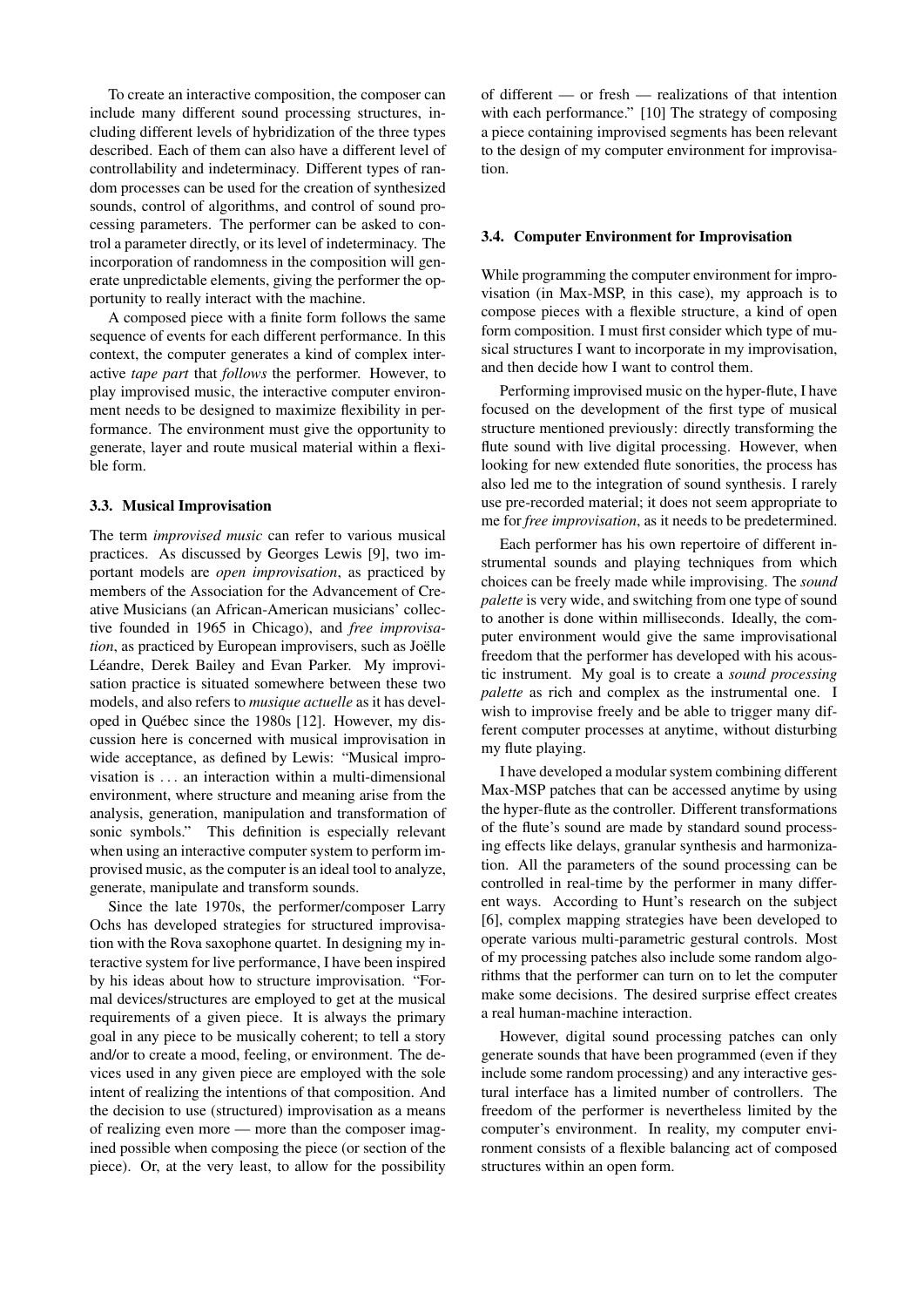To create an interactive composition, the composer can include many different sound processing structures, including different levels of hybridization of the three types described. Each of them can also have a different level of controllability and indeterminacy. Different types of random processes can be used for the creation of synthesized sounds, control of algorithms, and control of sound processing parameters. The performer can be asked to control a parameter directly, or its level of indeterminacy. The incorporation of randomness in the composition will generate unpredictable elements, giving the performer the opportunity to really interact with the machine.

A composed piece with a finite form follows the same sequence of events for each different performance. In this context, the computer generates a kind of complex interactive *tape part* that *follows* the performer. However, to play improvised music, the interactive computer environment needs to be designed to maximize flexibility in performance. The environment must give the opportunity to generate, layer and route musical material within a flexible form.

### 3.3. Musical Improvisation

The term *improvised music* can refer to various musical practices. As discussed by Georges Lewis [9], two important models are *open improvisation*, as practiced by members of the Association for the Advancement of Creative Musicians (an African-American musicians' collective founded in 1965 in Chicago), and *free improvisation*, as practiced by European improvisers, such as Joëlle Léandre, Derek Bailey and Evan Parker. My improvisation practice is situated somewhere between these two models, and also refers to *musique actuelle* as it has developed in Québec since the 1980s [12]. However, my discussion here is concerned with musical improvisation in wide acceptance, as defined by Lewis: "Musical improvisation is ... an interaction within a multi-dimensional environment, where structure and meaning arise from the analysis, generation, manipulation and transformation of sonic symbols." This definition is especially relevant when using an interactive computer system to perform improvised music, as the computer is an ideal tool to analyze, generate, manipulate and transform sounds.

Since the late 1970s, the performer/composer Larry Ochs has developed strategies for structured improvisation with the Rova saxophone quartet. In designing my interactive system for live performance, I have been inspired by his ideas about how to structure improvisation. "Formal devices/structures are employed to get at the musical requirements of a given piece. It is always the primary goal in any piece to be musically coherent; to tell a story and/or to create a mood, feeling, or environment. The devices used in any given piece are employed with the sole intent of realizing the intentions of that composition. And the decision to use (structured) improvisation as a means of realizing even more — more than the composer imagined possible when composing the piece (or section of the piece). Or, at the very least, to allow for the possibility of different — or fresh — realizations of that intention with each performance." [10] The strategy of composing a piece containing improvised segments has been relevant to the design of my computer environment for improvisation.

### 3.4. Computer Environment for Improvisation

While programming the computer environment for improvisation (in Max-MSP, in this case), my approach is to compose pieces with a flexible structure, a kind of open form composition. I must first consider which type of musical structures I want to incorporate in my improvisation, and then decide how I want to control them.

Performing improvised music on the hyper-flute, I have focused on the development of the first type of musical structure mentioned previously: directly transforming the flute sound with live digital processing. However, when looking for new extended flute sonorities, the process has also led me to the integration of sound synthesis. I rarely use pre-recorded material; it does not seem appropriate to me for *free improvisation*, as it needs to be predetermined.

Each performer has his own repertoire of different instrumental sounds and playing techniques from which choices can be freely made while improvising. The *sound palette* is very wide, and switching from one type of sound to another is done within milliseconds. Ideally, the computer environment would give the same improvisational freedom that the performer has developed with his acoustic instrument. My goal is to create a *sound processing palette* as rich and complex as the instrumental one. I wish to improvise freely and be able to trigger many different computer processes at anytime, without disturbing my flute playing.

I have developed a modular system combining different Max-MSP patches that can be accessed anytime by using the hyper-flute as the controller. Different transformations of the flute's sound are made by standard sound processing effects like delays, granular synthesis and harmonization. All the parameters of the sound processing can be controlled in real-time by the performer in many different ways. According to Hunt's research on the subject [6], complex mapping strategies have been developed to operate various multi-parametric gestural controls. Most of my processing patches also include some random algorithms that the performer can turn on to let the computer make some decisions. The desired surprise effect creates a real human-machine interaction.

However, digital sound processing patches can only generate sounds that have been programmed (even if they include some random processing) and any interactive gestural interface has a limited number of controllers. The freedom of the performer is nevertheless limited by the computer's environment. In reality, my computer environment consists of a flexible balancing act of composed structures within an open form.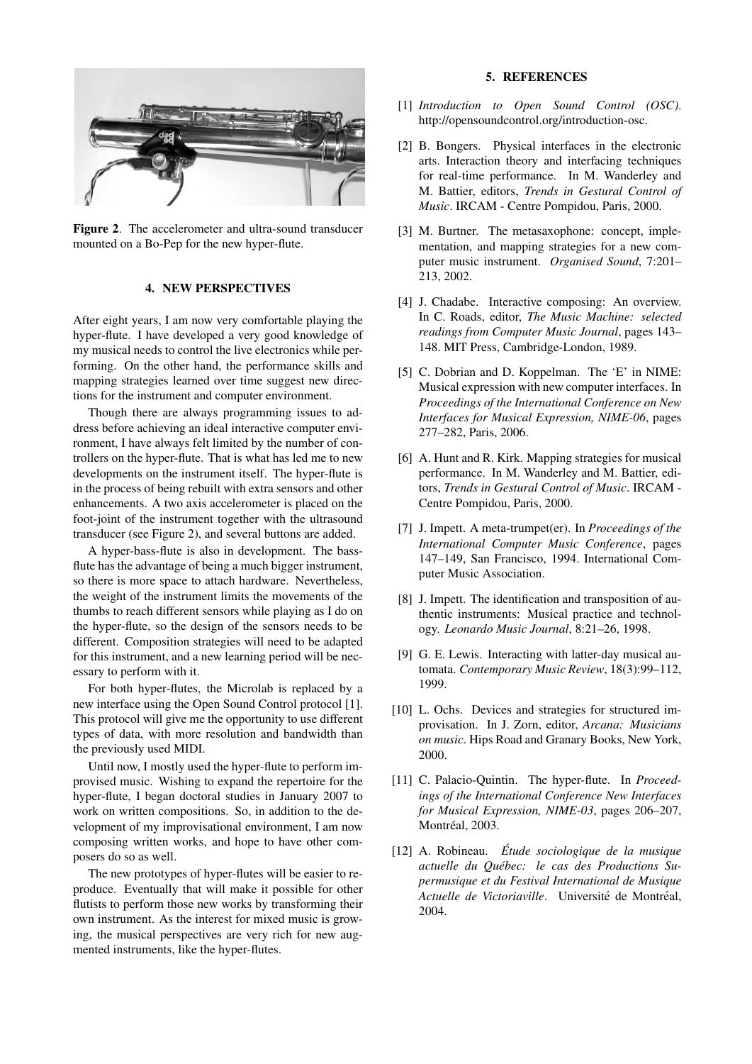Figure 2. The accelerometer and ultra-sound transducer mounted on a Bo-Pep for the new hyper-flute.

## 4. NEW PERSPECTIVES

After eight years, I am now very comfortable playing the hyper-flute. I have developed a very good knowledge of my musical needs to control the live electronics while performing. On the other hand, the performance skills and mapping strategies learned over time suggest new directions for the instrument and computer environment.

Though there are always programming issues to address before achieving an ideal interactive computer environment, I have always felt limited by the number of controllers on the hyper-flute. That is what has led me to new developments on the instrument itself. The hyper-flute is in the process of being rebuilt with extra sensors and other enhancements. A two axis accelerometer is placed on the foot-joint of the instrument together with the ultrasound transducer (see Figure 2), and several buttons are added.

A hyper-bass-flute is also in development. The bass-flute has the advantage of being a much bigger instrument, so there is more space to attach hardware. Nevertheless, the weight of the instrument limits the movements of the thumbs to reach different sensors while playing as I do on the hyper-flute, so the design of the sensors needs to be different. Composition strategies will need to be adapted for this instrument, and a new learning period will be necessary to perform with it.

For both hyper-flutes, the Microlab is replaced by a new interface using the Open Sound Control protocol [1]. This protocol will give me the opportunity to use different types of data, with more resolution and bandwidth than the previously used MIDI.

Until now, I mostly used the hyper-flute to perform improvised music. Wishing to expand the repertoire for the hyper-flute, I began doctoral studies in January 2007 to work on written compositions. So, in addition to the development of my improvisational environment, I am now composing written works, and hope to have other composers do so as well.

The new prototypes of hyper-flutes will be easier to reproduce. Eventually that will make it possible for other flutists to perform those new works by transforming their own instrument. As the interest for mixed music is growing, the musical perspectives are very rich for new augmented instruments, like the hyper-flutes.

## 5. REFERENCES

[1] *Introduction to Open Sound Control (OSC)*. http://opensoundcontrol.org/introduction-osc.

[2] B. Bongers. Physical interfaces in the electronic arts. Interaction theory and interfacing techniques for real-time performance. In M. Wanderley and M. Battier, editors, *Trends in Gestural Control of Music*. IRCAM - Centre Pompidou, Paris, 2000.

[3] M. Burtner. The metasaxophone: concept, implementation, and mapping strategies for a new computer music instrument. *Organised Sound*, 7:201–213, 2002.

[4] J. Chadabe. Interactive composing: An overview. In C. Roads, editor, *The Music Machine: selected readings from Computer Music Journal*, pages 143–148. MIT Press, Cambridge-London, 1989.

[5] C. Dobrian and D. Koppelman. The 'E' in NIME: Musical expression with new computer interfaces. In *Proceedings of the International Conference on New Interfaces for Musical Expression, NIME-06*, pages 277–282, Paris, 2006.

[6] A. Hunt and R. Kirk. Mapping strategies for musical performance. In M. Wanderley and M. Battier, editors, *Trends in Gestural Control of Music*. IRCAM - Centre Pompidou, Paris, 2000.

[7] J. Impett. A meta-trumpet(er). In *Proceedings of the International Computer Music Conference*, pages 147–149, San Francisco, 1994. International Computer Music Association.

[8] J. Impett. The identification and transposition of authentic instruments: Musical practice and technology. *Leonardo Music Journal*, 8:21–26, 1998.

[9] G. E. Lewis. Interacting with latter-day musical automata. *Contemporary Music Review*, 18(3):99–112, 1999.

[10] L. Ochs. Devices and strategies for structured improvisation. In J. Zorn, editor, *Arcana: Musicians on music*. Hips Road and Granary Books, New York, 2000.

[11] C. Palacio-Quintin. The hyper-flute. In *Proceedings of the International Conference New Interfaces for Musical Expression, NIME-03*, pages 206–207, Montréal, 2003.

[12] A. Robineau. *Étude sociologique de la musique actuelle du Québec: le cas des Productions Supermusique et du Festival International de Musique Actuelle de Victoriaville*. Université de Montréal, 2004.